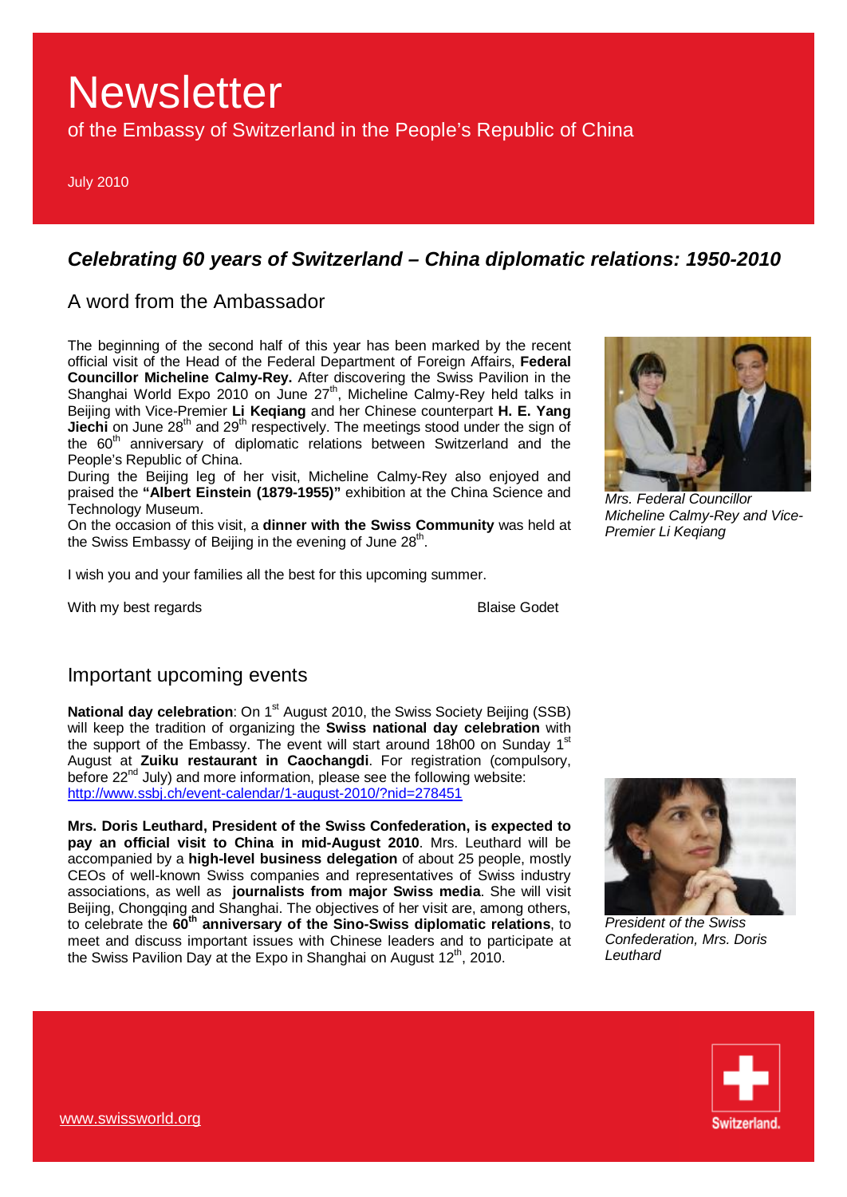# Newsletter

of the Embassy of Switzerland in the People's Republic of China

July 2010

## *Celebrating 60 years of Switzerland – China diplomatic relations: 1950-2010*

### A word from the Ambassador

The beginning of the second half of this year has been marked by the recent official visit of the Head of the Federal Department of Foreign Affairs, **Federal Councillor Micheline Calmy-Rey.** After discovering the Swiss Pavilion in the Shanghai World Expo 2010 on June 27th, Micheline Calmy-Rey held talks in Beijing with Vice-Premier **Li Keqiang** and her Chinese counterpart **H. E. Yang Jiechi** on June 28th and 29th respectively. The meetings stood under the sign of the 60th anniversary of diplomatic relations between Switzerland and the People's Republic of China.

During the Beijing leg of her visit, Micheline Calmy-Rey also enjoyed and praised the **"Albert Einstein (1879-1955)"** exhibition at the China Science and Technology Museum.

On the occasion of this visit, a **dinner with the Swiss Community** was held at the Swiss Embassy of Beijing in the evening of June 28th.

*Mrs. Federal Councillor Micheline Calmy-Rey and Vice-Premier Li Keqiang*

I wish you and your families all the best for this upcoming summer.

With my best regards

Blaise Godet

### Important upcoming events

**National day celebration**: On 1st August 2010, the Swiss Society Beijing (SSB) will keep the tradition of organizing the **Swiss national day celebration** with the support of the Embassy. The event will start around 18h00 on Sunday 1st August at **Zuiku restaurant in Caochangdi**. For registration (compulsory, before 22nd July) and more information, please see the following website: http://www.ssbj.ch/event-calendar/1-august-2010/?nid=278451

**Mrs. Doris Leuthard, President of the Swiss Confederation, is expected to pay an official visit to China in mid-August 2010**. Mrs. Leuthard will be accompanied by a **high-level business delegation** of about 25 people, mostly CEOs of well-known Swiss companies and representatives of Swiss industry associations, as well as **journalists from major Swiss media**. She will visit Beijing, Chongqing and Shanghai. The objectives of her visit are, among others, to celebrate the **60th anniversary of the Sino-Swiss diplomatic relations**, to meet and discuss important issues with Chinese leaders and to participate at the Swiss Pavilion Day at the Expo in Shanghai on August 12th, 2010.

*President of the Swiss Confederation, Mrs. Doris Leuthard*

www.swissworld.org

Switzerland.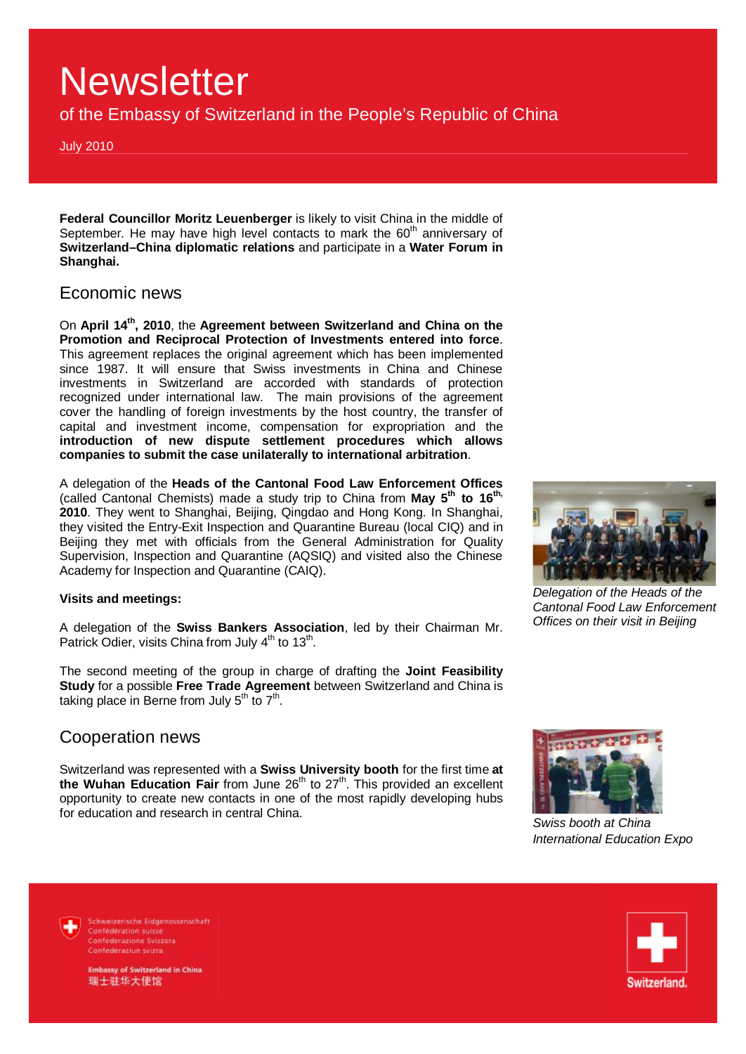# Newsletter

of the Embassy of Switzerland in the People's Republic of China

July 2010

**Federal Councillor Moritz Leuenberger** is likely to visit China in the middle of September. He may have high level contacts to mark the 60th anniversary of **Switzerland–China diplomatic relations** and participate in a **Water Forum in Shanghai.**

## Economic news

On **April 14th, 2010**, the **Agreement between Switzerland and China on the Promotion and Reciprocal Protection of Investments entered into force**. This agreement replaces the original agreement which has been implemented since 1987. It will ensure that Swiss investments in China and Chinese investments in Switzerland are accorded with standards of protection recognized under international law. The main provisions of the agreement cover the handling of foreign investments by the host country, the transfer of capital and investment income, compensation for expropriation and the **introduction of new dispute settlement procedures which allows companies to submit the case unilaterally to international arbitration**.

A delegation of the **Heads of the Cantonal Food Law Enforcement Offices** (called Cantonal Chemists) made a study trip to China from **May 5th to 16th, 2010**. They went to Shanghai, Beijing, Qingdao and Hong Kong. In Shanghai, they visited the Entry-Exit Inspection and Quarantine Bureau (local CIQ) and in Beijing they met with officials from the General Administration for Quality Supervision, Inspection and Quarantine (AQSIQ) and visited also the Chinese Academy for Inspection and Quarantine (CAIQ).

*Delegation of the Heads of the Cantonal Food Law Enforcement Offices on their visit in Beijing*

**Visits and meetings:**

A delegation of the **Swiss Bankers Association**, led by their Chairman Mr. Patrick Odier, visits China from July 4th to 13th.

The second meeting of the group in charge of drafting the **Joint Feasibility Study** for a possible **Free Trade Agreement** between Switzerland and China is taking place in Berne from July 5th to 7th.

## Cooperation news

Switzerland was represented with a **Swiss University booth** for the first time **at the Wuhan Education Fair** from June 26th to 27th. This provided an excellent opportunity to create new contacts in one of the most rapidly developing hubs for education and research in central China.

*Swiss booth at China International Education Expo*

Schweizerische Eidgenossenschaft
Confédération suisse
Confederazione Svizzera
Confederaziun svizra

Embassy of Switzerland in China
瑞士驻华大使馆

Switzerland.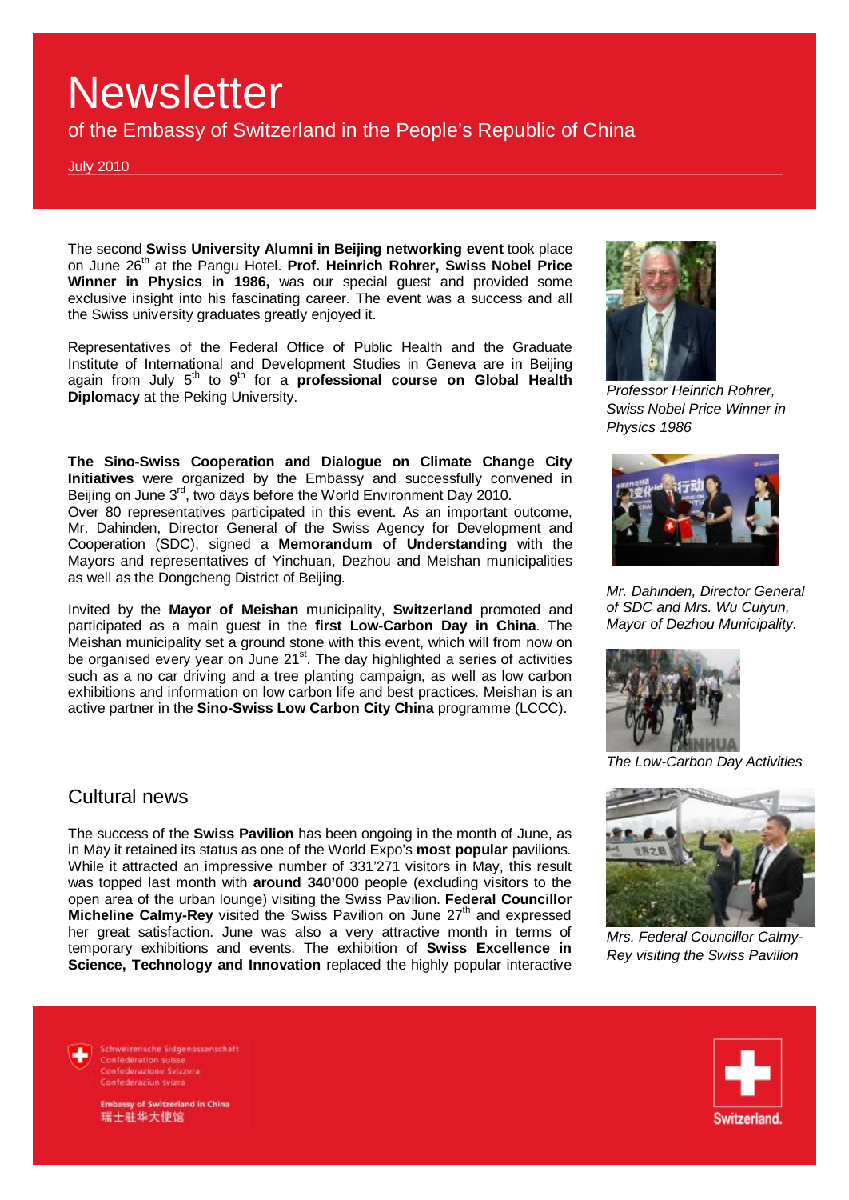# Newsletter

of the Embassy of Switzerland in the People's Republic of China

July 2010

The second **Swiss University Alumni in Beijing networking event** took place on June 26th at the Pangu Hotel. **Prof. Heinrich Rohrer, Swiss Nobel Price Winner in Physics in 1986,** was our special guest and provided some exclusive insight into his fascinating career. The event was a success and all the Swiss university graduates greatly enjoyed it.

Representatives of the Federal Office of Public Health and the Graduate Institute of International and Development Studies in Geneva are in Beijing again from July 5th to 9th for a **professional course on Global Health Diplomacy** at the Peking University.

*Professor Heinrich Rohrer, Swiss Nobel Price Winner in Physics 1986*

**The Sino-Swiss Cooperation and Dialogue on Climate Change City Initiatives** were organized by the Embassy and successfully convened in Beijing on June 3rd, two days before the World Environment Day 2010.
Over 80 representatives participated in this event. As an important outcome, Mr. Dahinden, Director General of the Swiss Agency for Development and Cooperation (SDC), signed a **Memorandum of Understanding** with the Mayors and representatives of Yinchuan, Dezhou and Meishan municipalities as well as the Dongcheng District of Beijing.

*Mr. Dahinden, Director General of SDC and Mrs. Wu Cuiyun, Mayor of Dezhou Municipality.*

Invited by the **Mayor of Meishan** municipality, **Switzerland** promoted and participated as a main guest in the **first Low-Carbon Day in China**. The Meishan municipality set a ground stone with this event, which will from now on be organised every year on June 21st. The day highlighted a series of activities such as a no car driving and a tree planting campaign, as well as low carbon exhibitions and information on low carbon life and best practices. Meishan is an active partner in the **Sino-Swiss Low Carbon City China** programme (LCCC).

*The Low-Carbon Day Activities*

## Cultural news

The success of the **Swiss Pavilion** has been ongoing in the month of June, as in May it retained its status as one of the World Expo's **most popular** pavilions. While it attracted an impressive number of 331'271 visitors in May, this result was topped last month with **around 340'000** people (excluding visitors to the open area of the urban lounge) visiting the Swiss Pavilion. **Federal Councillor Micheline Calmy-Rey** visited the Swiss Pavilion on June 27th and expressed her great satisfaction. June was also a very attractive month in terms of temporary exhibitions and events. The exhibition of **Swiss Excellence in Science, Technology and Innovation** replaced the highly popular interactive

*Mrs. Federal Councillor Calmy-Rey visiting the Swiss Pavilion*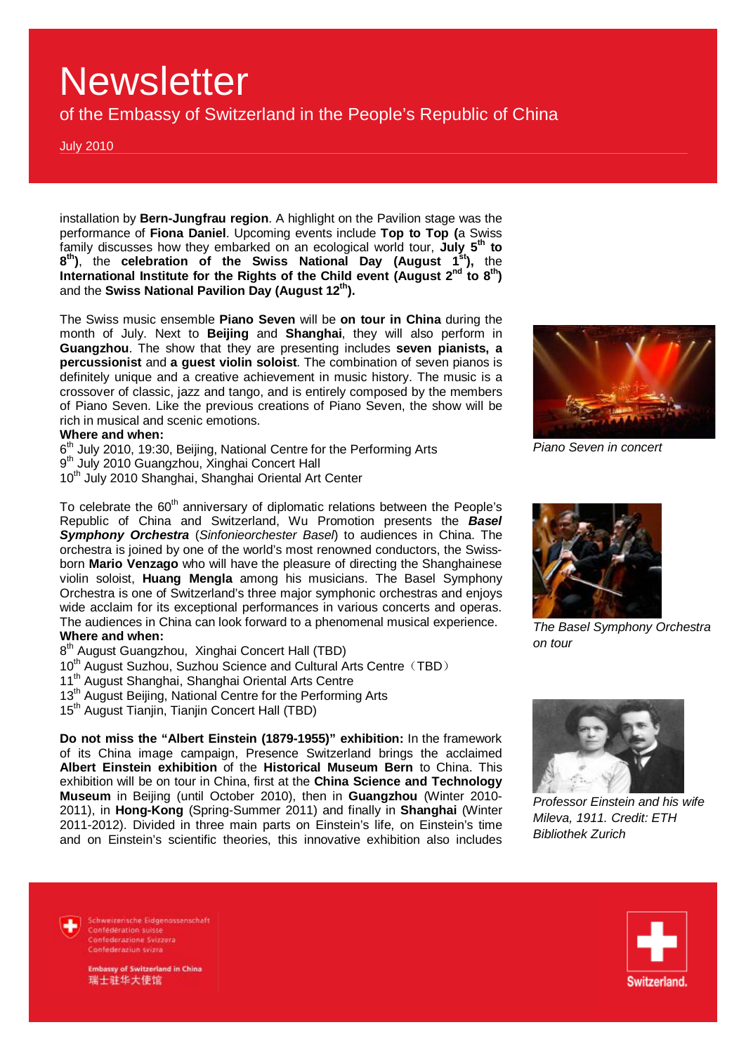installation by **Bern-Jungfrau region**. A highlight on the Pavilion stage was the performance of **Fiona Daniel**. Upcoming events include **Top to Top (**a Swiss family discusses how they embarked on an ecological world tour, **July 5th to 8th)**, the **celebration of the Swiss National Day (August 1st)**, the **International Institute for the Rights of the Child event (August 2nd to 8th)** and the **Swiss National Pavilion Day (August 12th).**

The Swiss music ensemble **Piano Seven** will be **on tour in China** during the month of July. Next to **Beijing** and **Shanghai**, they will also perform in **Guangzhou**. The show that they are presenting includes **seven pianists, a percussionist** and **a guest violin soloist**. The combination of seven pianos is definitely unique and a creative achievement in music history. The music is a crossover of classic, jazz and tango, and is entirely composed by the members of Piano Seven. Like the previous creations of Piano Seven, the show will be rich in musical and scenic emotions.

**Where and when:**

6th July 2010, 19:30, Beijing, National Centre for the Performing Arts
9th July 2010 Guangzhou, Xinghai Concert Hall
10th July 2010 Shanghai, Shanghai Oriental Art Center

*Piano Seven in concert*

To celebrate the 60th anniversary of diplomatic relations between the People's Republic of China and Switzerland, Wu Promotion presents the ***Basel Symphony Orchestra*** (*Sinfonieorchester Basel*) to audiences in China. The orchestra is joined by one of the world's most renowned conductors, the Swiss-born **Mario Venzago** who will have the pleasure of directing the Shanghainese violin soloist, **Huang Mengla** among his musicians. The Basel Symphony Orchestra is one of Switzerland's three major symphonic orchestras and enjoys wide acclaim for its exceptional performances in various concerts and operas. The audiences in China can look forward to a phenomenal musical experience.

**Where and when:**

8th August Guangzhou, Xinghai Concert Hall (TBD)
10th August Suzhou, Suzhou Science and Cultural Arts Centre（TBD）
11th August Shanghai, Shanghai Oriental Arts Centre
13th August Beijing, National Centre for the Performing Arts
15th August Tianjin, Tianjin Concert Hall (TBD)

*The Basel Symphony Orchestra on tour*

**Do not miss the "Albert Einstein (1879-1955)" exhibition:** In the framework of its China image campaign, Presence Switzerland brings the acclaimed **Albert Einstein exhibition** of the **Historical Museum Bern** to China. This exhibition will be on tour in China, first at the **China Science and Technology Museum** in Beijing (until October 2010), then in **Guangzhou** (Winter 2010-2011), in **Hong-Kong** (Spring-Summer 2011) and finally in **Shanghai** (Winter 2011-2012). Divided in three main parts on Einstein's life, on Einstein's time and on Einstein's scientific theories, this innovative exhibition also includes

*Professor Einstein and his wife Mileva, 1911. Credit: ETH Bibliothek Zurich*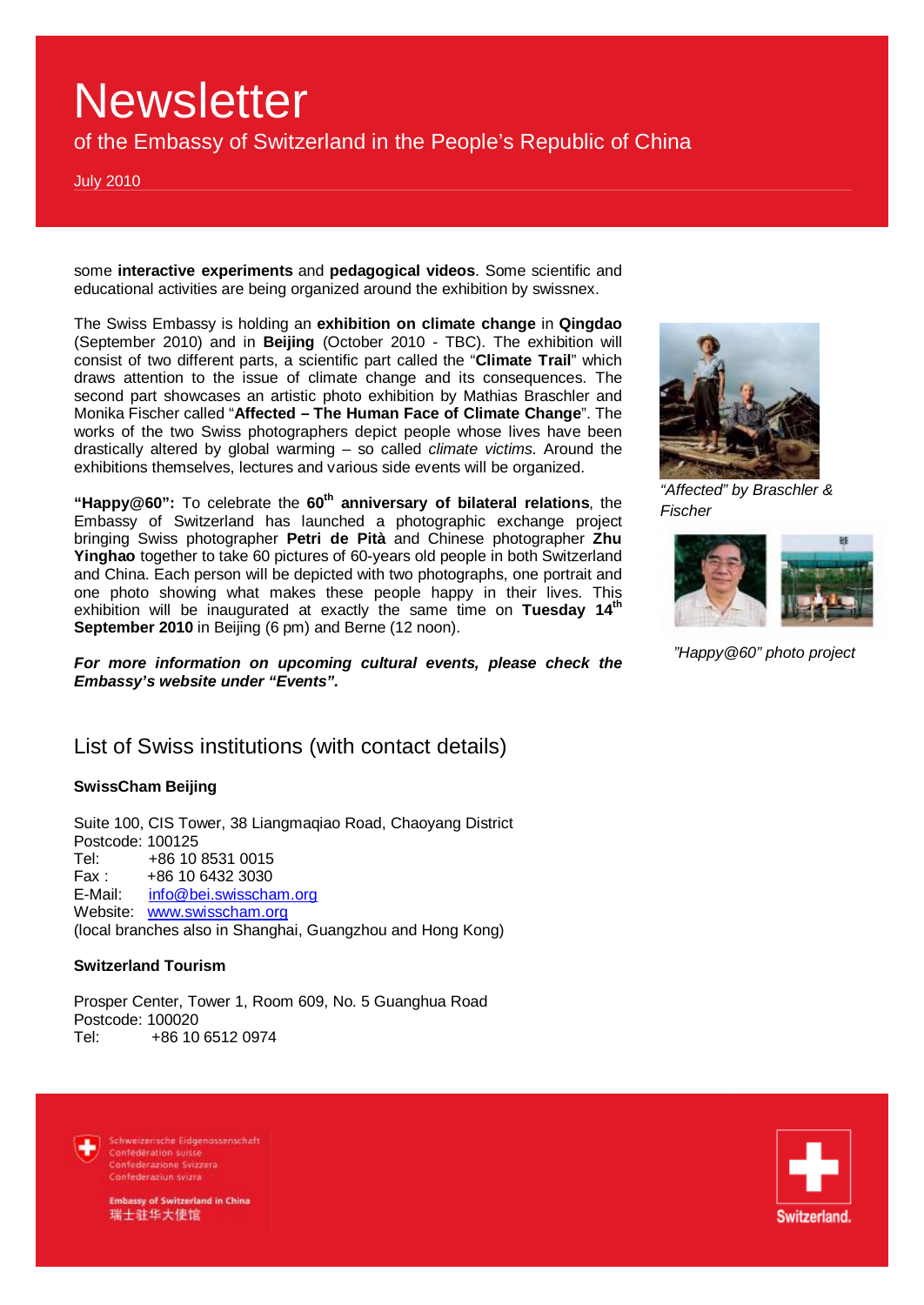some **interactive experiments** and **pedagogical videos**. Some scientific and educational activities are being organized around the exhibition by swissnex.

The Swiss Embassy is holding an **exhibition on climate change** in **Qingdao** (September 2010) and in **Beijing** (October 2010 - TBC). The exhibition will consist of two different parts, a scientific part called the "**Climate Trail**" which draws attention to the issue of climate change and its consequences. The second part showcases an artistic photo exhibition by Mathias Braschler and Monika Fischer called "**Affected – The Human Face of Climate Change**". The works of the two Swiss photographers depict people whose lives have been drastically altered by global warming – so called *climate victims*. Around the exhibitions themselves, lectures and various side events will be organized.

*"Affected" by Braschler & Fischer*

**"Happy@60":** To celebrate the **60th anniversary of bilateral relations**, the Embassy of Switzerland has launched a photographic exchange project bringing Swiss photographer **Petri de Pità** and Chinese photographer **Zhu Yinghao** together to take 60 pictures of 60-years old people in both Switzerland and China. Each person will be depicted with two photographs, one portrait and one photo showing what makes these people happy in their lives. This exhibition will be inaugurated at exactly the same time on **Tuesday 14th September 2010** in Beijing (6 pm) and Berne (12 noon).

*"Happy@60" photo project*

***For more information on upcoming cultural events, please check the Embassy's website under "Events".***

## List of Swiss institutions (with contact details)

**SwissCham Beijing**

Suite 100, CIS Tower, 38 Liangmaqiao Road, Chaoyang District
Postcode: 100125
Tel: +86 10 8531 0015
Fax : +86 10 6432 3030
E-Mail: info@bei.swisscham.org
Website: www.swisscham.org
(local branches also in Shanghai, Guangzhou and Hong Kong)

**Switzerland Tourism**

Prosper Center, Tower 1, Room 609, No. 5 Guanghua Road
Postcode: 100020
Tel: +86 10 6512 0974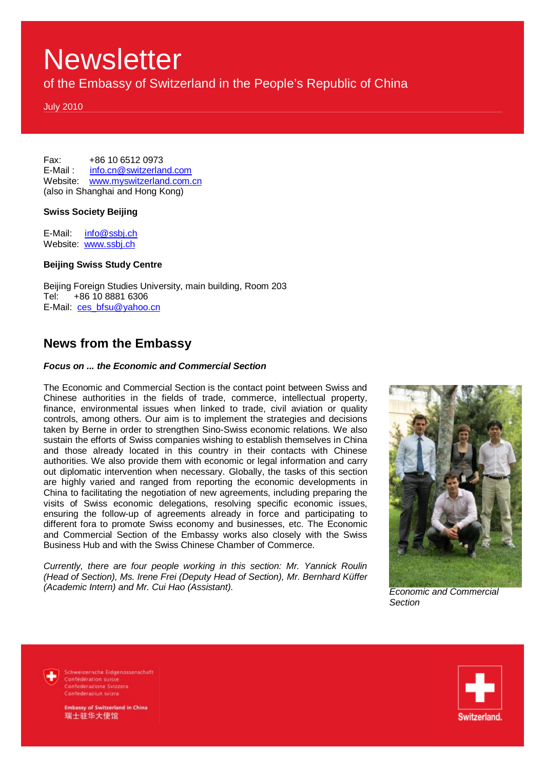Fax: +86 10 6512 0973
E-Mail : info.cn@switzerland.com
Website: www.myswitzerland.com.cn
(also in Shanghai and Hong Kong)

**Swiss Society Beijing**

E-Mail: info@ssbj.ch
Website: www.ssbj.ch

**Beijing Swiss Study Centre**

Beijing Foreign Studies University, main building, Room 203
Tel: +86 10 8881 6306
E-Mail: ces_bfsu@yahoo.cn

## News from the Embassy

***Focus on ... the Economic and Commercial Section***

The Economic and Commercial Section is the contact point between Swiss and Chinese authorities in the fields of trade, commerce, intellectual property, finance, environmental issues when linked to trade, civil aviation or quality controls, among others. Our aim is to implement the strategies and decisions taken by Berne in order to strengthen Sino-Swiss economic relations. We also sustain the efforts of Swiss companies wishing to establish themselves in China and those already located in this country in their contacts with Chinese authorities. We also provide them with economic or legal information and carry out diplomatic intervention when necessary. Globally, the tasks of this section are highly varied and ranged from reporting the economic developments in China to facilitating the negotiation of new agreements, including preparing the visits of Swiss economic delegations, resolving specific economic issues, ensuring the follow-up of agreements already in force and participating to different fora to promote Swiss economy and businesses, etc. The Economic and Commercial Section of the Embassy works also closely with the Swiss Business Hub and with the Swiss Chinese Chamber of Commerce.

*Currently, there are four people working in this section: Mr. Yannick Roulin (Head of Section), Ms. Irene Frei (Deputy Head of Section), Mr. Bernhard Küffer (Academic Intern) and Mr. Cui Hao (Assistant).*

*Economic and Commercial Section*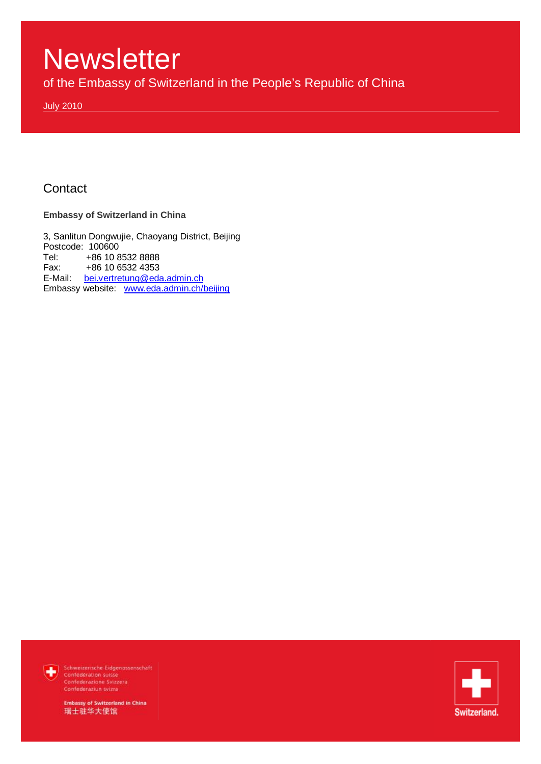# Newsletter

of the Embassy of Switzerland in the People's Republic of China

July 2010

## Contact

**Embassy of Switzerland in China**

3, Sanlitun Dongwujie, Chaoyang District, Beijing
Postcode: 100600
Tel: +86 10 8532 8888
Fax: +86 10 6532 4353
E-Mail: bei.vertretung@eda.admin.ch
Embassy website: www.eda.admin.ch/beijing

Schweizerische Eidgenossenschaft
Confédération suisse
Confederazione Svizzera
Confederaziun svizra

Embassy of Switzerland in China
瑞士驻华大使馆

Switzerland.